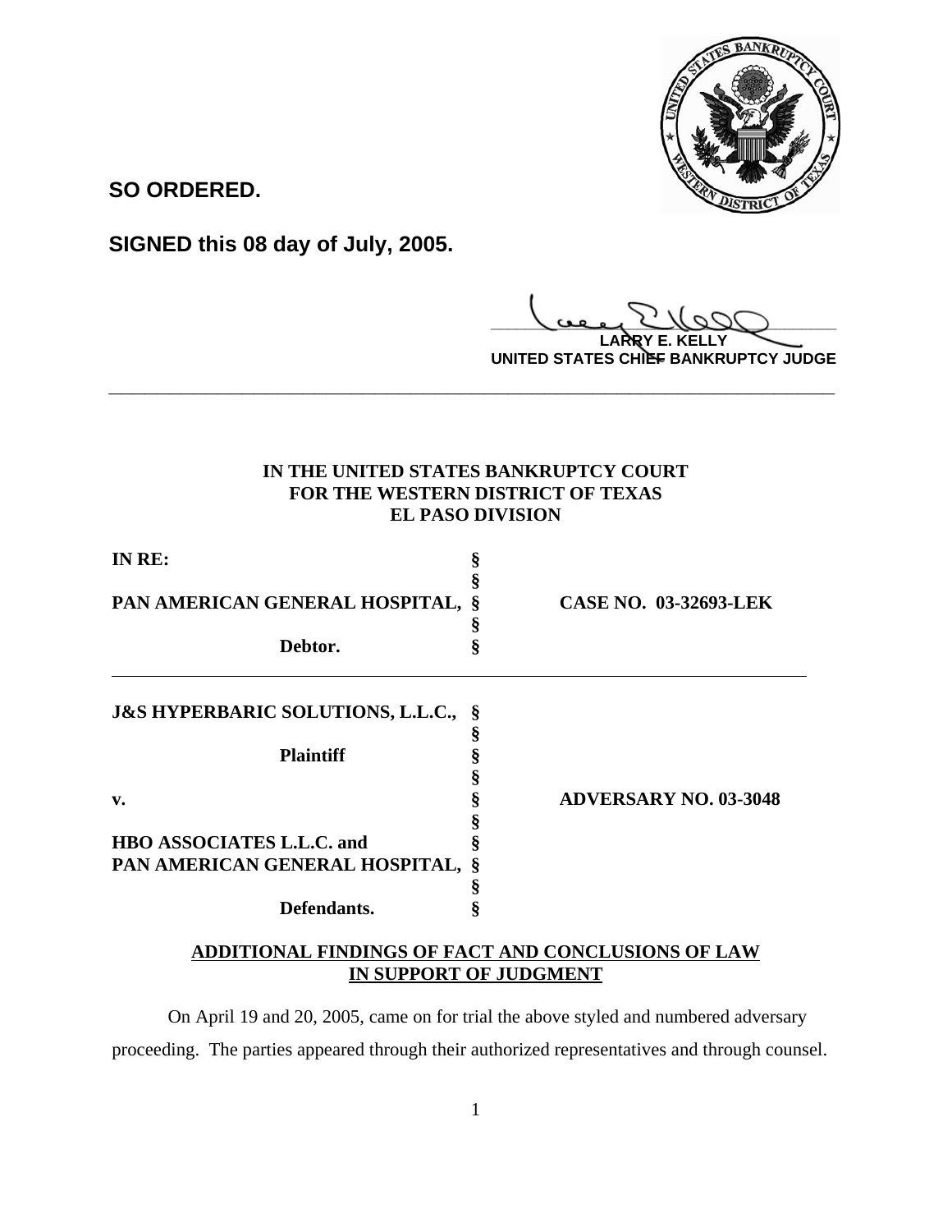**SO ORDERED.**

**SIGNED this 08 day of July, 2005.**

**LARRY E. KELLY**
**UNITED STATES CHIEF BANKRUPTCY JUDGE**

---

**IN THE UNITED STATES BANKRUPTCY COURT**
**FOR THE WESTERN DISTRICT OF TEXAS**
**EL PASO DIVISION**

| | | |
|---|---|---|
| **IN RE:** | § | |
| | § | |
| **PAN AMERICAN GENERAL HOSPITAL,** | § | **CASE NO. 03-32693-LEK** |
| | § | |
| **Debtor.** | § | |

| | | |
|---|---|---|
| **J&S HYPERBARIC SOLUTIONS, L.L.C.,** | § | |
| | § | |
| **Plaintiff** | § | |
| | § | |
| **v.** | § | **ADVERSARY NO. 03-3048** |
| | § | |
| **HBO ASSOCIATES L.L.C. and** | § | |
| **PAN AMERICAN GENERAL HOSPITAL,** | § | |
| | § | |
| **Defendants.** | § | |

**ADDITIONAL FINDINGS OF FACT AND CONCLUSIONS OF LAW IN SUPPORT OF JUDGMENT**

On April 19 and 20, 2005, came on for trial the above styled and numbered adversary proceeding. The parties appeared through their authorized representatives and through counsel.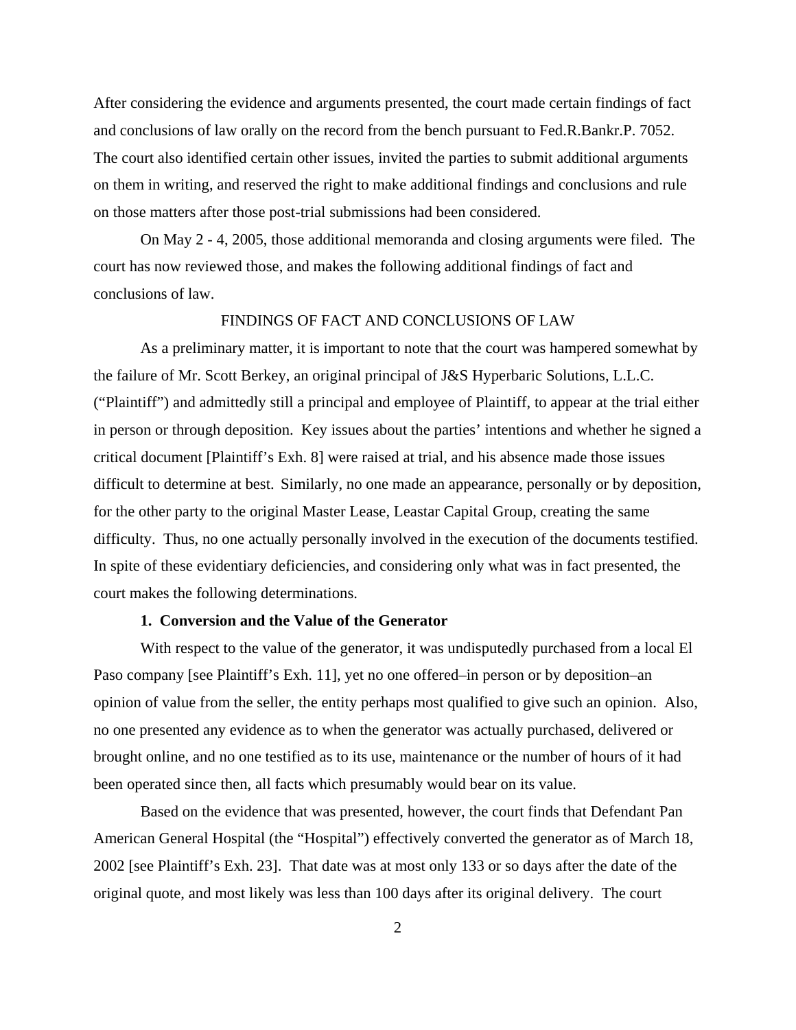After considering the evidence and arguments presented, the court made certain findings of fact and conclusions of law orally on the record from the bench pursuant to Fed.R.Bankr.P. 7052. The court also identified certain other issues, invited the parties to submit additional arguments on them in writing, and reserved the right to make additional findings and conclusions and rule on those matters after those post-trial submissions had been considered.

On May 2 - 4, 2005, those additional memoranda and closing arguments were filed. The court has now reviewed those, and makes the following additional findings of fact and conclusions of law.

FINDINGS OF FACT AND CONCLUSIONS OF LAW

As a preliminary matter, it is important to note that the court was hampered somewhat by the failure of Mr. Scott Berkey, an original principal of J&S Hyperbaric Solutions, L.L.C. ("Plaintiff") and admittedly still a principal and employee of Plaintiff, to appear at the trial either in person or through deposition. Key issues about the parties' intentions and whether he signed a critical document [Plaintiff's Exh. 8] were raised at trial, and his absence made those issues difficult to determine at best. Similarly, no one made an appearance, personally or by deposition, for the other party to the original Master Lease, Leastar Capital Group, creating the same difficulty. Thus, no one actually personally involved in the execution of the documents testified. In spite of these evidentiary deficiencies, and considering only what was in fact presented, the court makes the following determinations.

**1. Conversion and the Value of the Generator**

With respect to the value of the generator, it was undisputedly purchased from a local El Paso company [see Plaintiff's Exh. 11], yet no one offered–in person or by deposition–an opinion of value from the seller, the entity perhaps most qualified to give such an opinion. Also, no one presented any evidence as to when the generator was actually purchased, delivered or brought online, and no one testified as to its use, maintenance or the number of hours of it had been operated since then, all facts which presumably would bear on its value.

Based on the evidence that was presented, however, the court finds that Defendant Pan American General Hospital (the "Hospital") effectively converted the generator as of March 18, 2002 [see Plaintiff's Exh. 23]. That date was at most only 133 or so days after the date of the original quote, and most likely was less than 100 days after its original delivery. The court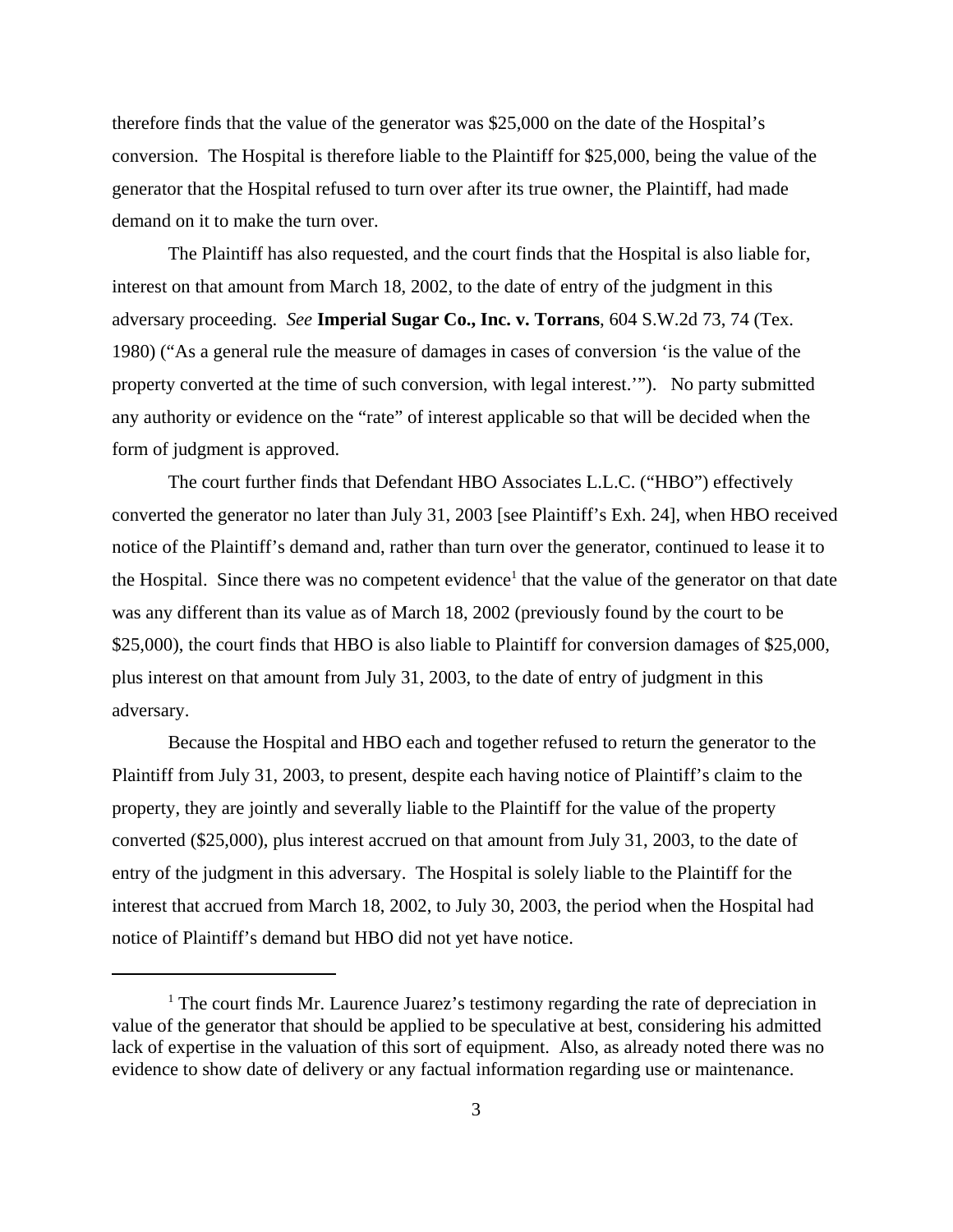therefore finds that the value of the generator was $25,000 on the date of the Hospital's conversion. The Hospital is therefore liable to the Plaintiff for $25,000, being the value of the generator that the Hospital refused to turn over after its true owner, the Plaintiff, had made demand on it to make the turn over.

The Plaintiff has also requested, and the court finds that the Hospital is also liable for, interest on that amount from March 18, 2002, to the date of entry of the judgment in this adversary proceeding. *See* **Imperial Sugar Co., Inc. v. Torrans**, 604 S.W.2d 73, 74 (Tex. 1980) ("As a general rule the measure of damages in cases of conversion 'is the value of the property converted at the time of such conversion, with legal interest.'"). No party submitted any authority or evidence on the "rate" of interest applicable so that will be decided when the form of judgment is approved.

The court further finds that Defendant HBO Associates L.L.C. ("HBO") effectively converted the generator no later than July 31, 2003 [see Plaintiff's Exh. 24], when HBO received notice of the Plaintiff's demand and, rather than turn over the generator, continued to lease it to the Hospital. Since there was no competent evidence[1] that the value of the generator on that date was any different than its value as of March 18, 2002 (previously found by the court to be $25,000), the court finds that HBO is also liable to Plaintiff for conversion damages of $25,000, plus interest on that amount from July 31, 2003, to the date of entry of judgment in this adversary.

Because the Hospital and HBO each and together refused to return the generator to the Plaintiff from July 31, 2003, to present, despite each having notice of Plaintiff's claim to the property, they are jointly and severally liable to the Plaintiff for the value of the property converted ($25,000), plus interest accrued on that amount from July 31, 2003, to the date of entry of the judgment in this adversary. The Hospital is solely liable to the Plaintiff for the interest that accrued from March 18, 2002, to July 30, 2003, the period when the Hospital had notice of Plaintiff's demand but HBO did not yet have notice.

---

[1] The court finds Mr. Laurence Juarez's testimony regarding the rate of depreciation in value of the generator that should be applied to be speculative at best, considering his admitted lack of expertise in the valuation of this sort of equipment. Also, as already noted there was no evidence to show date of delivery or any factual information regarding use or maintenance.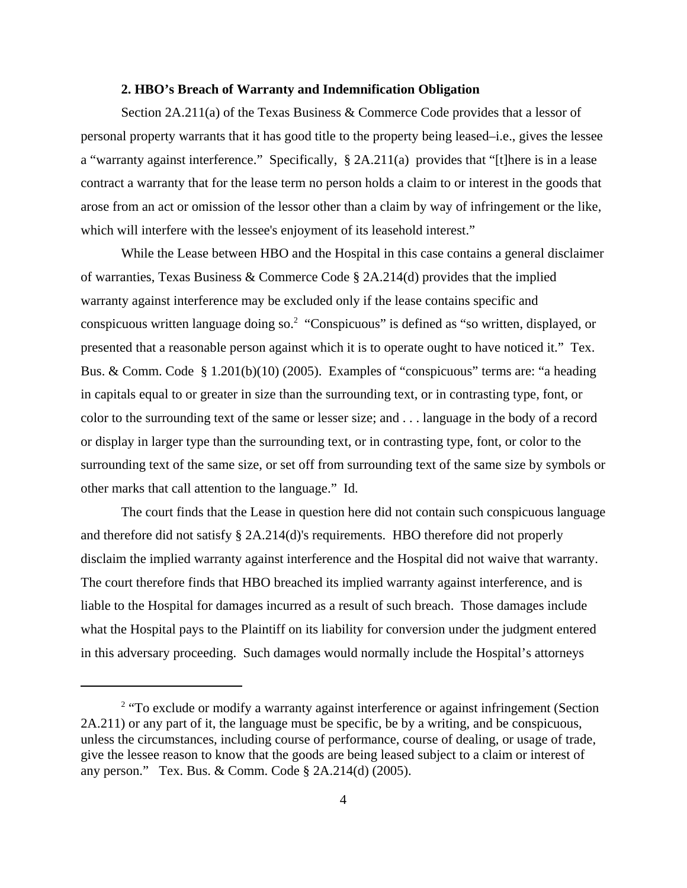**2. HBO's Breach of Warranty and Indemnification Obligation**

Section 2A.211(a) of the Texas Business & Commerce Code provides that a lessor of personal property warrants that it has good title to the property being leased–i.e., gives the lessee a "warranty against interference." Specifically, § 2A.211(a) provides that "[t]here is in a lease contract a warranty that for the lease term no person holds a claim to or interest in the goods that arose from an act or omission of the lessor other than a claim by way of infringement or the like, which will interfere with the lessee's enjoyment of its leasehold interest."

While the Lease between HBO and the Hospital in this case contains a general disclaimer of warranties, Texas Business & Commerce Code § 2A.214(d) provides that the implied warranty against interference may be excluded only if the lease contains specific and conspicuous written language doing so.[2] "Conspicuous" is defined as "so written, displayed, or presented that a reasonable person against which it is to operate ought to have noticed it." Tex. Bus. & Comm. Code § 1.201(b)(10) (2005). Examples of "conspicuous" terms are: "a heading in capitals equal to or greater in size than the surrounding text, or in contrasting type, font, or color to the surrounding text of the same or lesser size; and . . . language in the body of a record or display in larger type than the surrounding text, or in contrasting type, font, or color to the surrounding text of the same size, or set off from surrounding text of the same size by symbols or other marks that call attention to the language." Id.

The court finds that the Lease in question here did not contain such conspicuous language and therefore did not satisfy § 2A.214(d)'s requirements. HBO therefore did not properly disclaim the implied warranty against interference and the Hospital did not waive that warranty. The court therefore finds that HBO breached its implied warranty against interference, and is liable to the Hospital for damages incurred as a result of such breach. Those damages include what the Hospital pays to the Plaintiff on its liability for conversion under the judgment entered in this adversary proceeding. Such damages would normally include the Hospital's attorneys

---

[2] "To exclude or modify a warranty against interference or against infringement (Section 2A.211) or any part of it, the language must be specific, be by a writing, and be conspicuous, unless the circumstances, including course of performance, course of dealing, or usage of trade, give the lessee reason to know that the goods are being leased subject to a claim or interest of any person." Tex. Bus. & Comm. Code § 2A.214(d) (2005).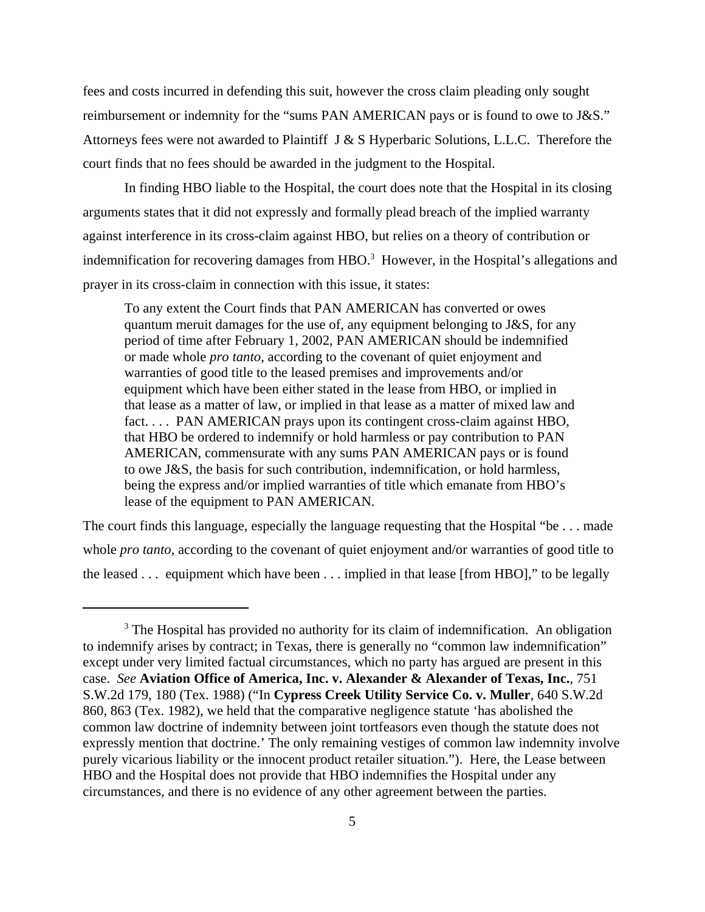fees and costs incurred in defending this suit, however the cross claim pleading only sought reimbursement or indemnity for the "sums PAN AMERICAN pays or is found to owe to J&S." Attorneys fees were not awarded to Plaintiff J & S Hyperbaric Solutions, L.L.C. Therefore the court finds that no fees should be awarded in the judgment to the Hospital.

In finding HBO liable to the Hospital, the court does note that the Hospital in its closing arguments states that it did not expressly and formally plead breach of the implied warranty against interference in its cross-claim against HBO, but relies on a theory of contribution or indemnification for recovering damages from HBO.[3] However, in the Hospital's allegations and prayer in its cross-claim in connection with this issue, it states:

> To any extent the Court finds that PAN AMERICAN has converted or owes quantum meruit damages for the use of, any equipment belonging to J&S, for any period of time after February 1, 2002, PAN AMERICAN should be indemnified or made whole *pro tanto*, according to the covenant of quiet enjoyment and warranties of good title to the leased premises and improvements and/or equipment which have been either stated in the lease from HBO, or implied in that lease as a matter of law, or implied in that lease as a matter of mixed law and fact. . . . PAN AMERICAN prays upon its contingent cross-claim against HBO, that HBO be ordered to indemnify or hold harmless or pay contribution to PAN AMERICAN, commensurate with any sums PAN AMERICAN pays or is found to owe J&S, the basis for such contribution, indemnification, or hold harmless, being the express and/or implied warranties of title which emanate from HBO's lease of the equipment to PAN AMERICAN.

The court finds this language, especially the language requesting that the Hospital "be . . . made whole *pro tanto*, according to the covenant of quiet enjoyment and/or warranties of good title to the leased . . . equipment which have been . . . implied in that lease [from HBO]," to be legally

---

[3] The Hospital has provided no authority for its claim of indemnification. An obligation to indemnify arises by contract; in Texas, there is generally no "common law indemnification" except under very limited factual circumstances, which no party has argued are present in this case. *See* **Aviation Office of America, Inc. v. Alexander & Alexander of Texas, Inc.**, 751 S.W.2d 179, 180 (Tex. 1988) ("In **Cypress Creek Utility Service Co. v. Muller**, 640 S.W.2d 860, 863 (Tex. 1982), we held that the comparative negligence statute 'has abolished the common law doctrine of indemnity between joint tortfeasors even though the statute does not expressly mention that doctrine.' The only remaining vestiges of common law indemnity involve purely vicarious liability or the innocent product retailer situation."). Here, the Lease between HBO and the Hospital does not provide that HBO indemnifies the Hospital under any circumstances, and there is no evidence of any other agreement between the parties.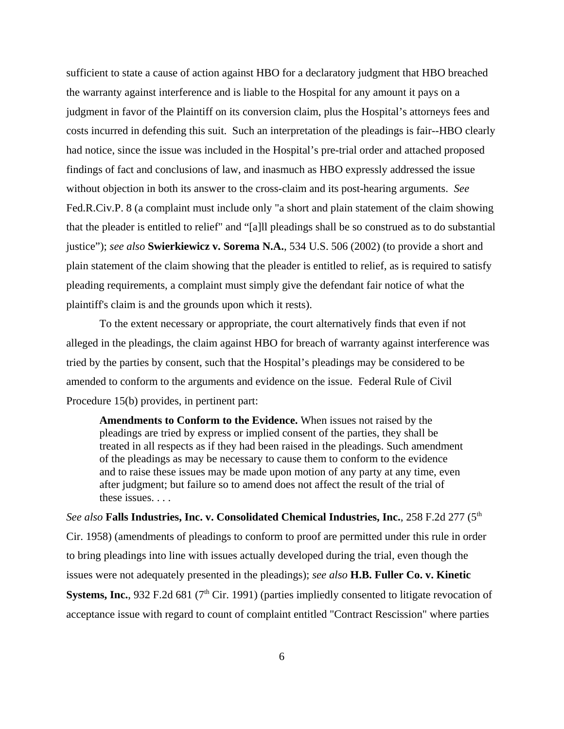sufficient to state a cause of action against HBO for a declaratory judgment that HBO breached the warranty against interference and is liable to the Hospital for any amount it pays on a judgment in favor of the Plaintiff on its conversion claim, plus the Hospital's attorneys fees and costs incurred in defending this suit. Such an interpretation of the pleadings is fair--HBO clearly had notice, since the issue was included in the Hospital's pre-trial order and attached proposed findings of fact and conclusions of law, and inasmuch as HBO expressly addressed the issue without objection in both its answer to the cross-claim and its post-hearing arguments. *See* Fed.R.Civ.P. 8 (a complaint must include only "a short and plain statement of the claim showing that the pleader is entitled to relief" and "[a]ll pleadings shall be so construed as to do substantial justice"); *see also* **Swierkiewicz v. Sorema N.A.**, 534 U.S. 506 (2002) (to provide a short and plain statement of the claim showing that the pleader is entitled to relief, as is required to satisfy pleading requirements, a complaint must simply give the defendant fair notice of what the plaintiff's claim is and the grounds upon which it rests).

To the extent necessary or appropriate, the court alternatively finds that even if not alleged in the pleadings, the claim against HBO for breach of warranty against interference was tried by the parties by consent, such that the Hospital's pleadings may be considered to be amended to conform to the arguments and evidence on the issue. Federal Rule of Civil Procedure 15(b) provides, in pertinent part:

> **Amendments to Conform to the Evidence.** When issues not raised by the pleadings are tried by express or implied consent of the parties, they shall be treated in all respects as if they had been raised in the pleadings. Such amendment of the pleadings as may be necessary to cause them to conform to the evidence and to raise these issues may be made upon motion of any party at any time, even after judgment; but failure so to amend does not affect the result of the trial of these issues. . . .

*See also* **Falls Industries, Inc. v. Consolidated Chemical Industries, Inc.**, 258 F.2d 277 (5th Cir. 1958) (amendments of pleadings to conform to proof are permitted under this rule in order to bring pleadings into line with issues actually developed during the trial, even though the issues were not adequately presented in the pleadings); *see also* **H.B. Fuller Co. v. Kinetic Systems, Inc.**, 932 F.2d 681 (7th Cir. 1991) (parties impliedly consented to litigate revocation of acceptance issue with regard to count of complaint entitled "Contract Rescission" where parties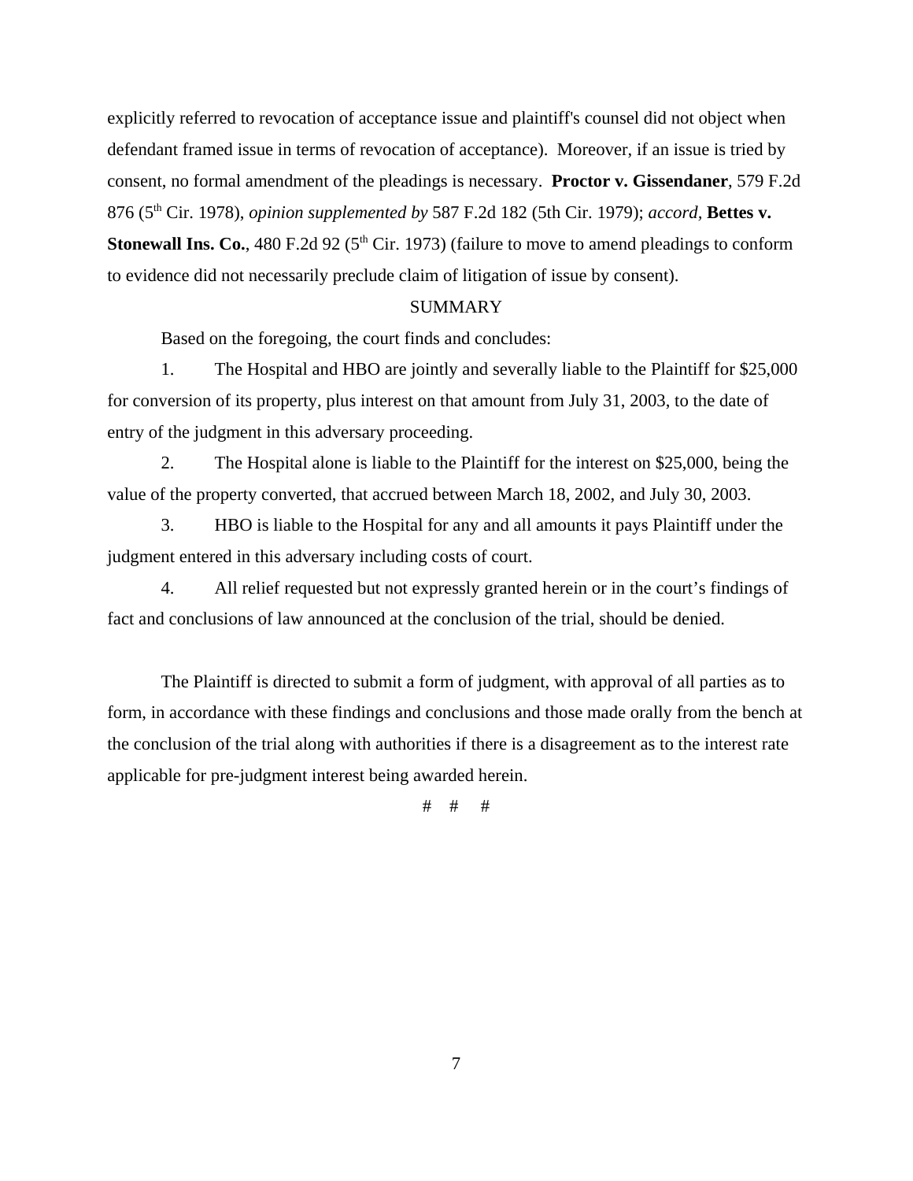explicitly referred to revocation of acceptance issue and plaintiff's counsel did not object when defendant framed issue in terms of revocation of acceptance). Moreover, if an issue is tried by consent, no formal amendment of the pleadings is necessary. **Proctor v. Gissendaner**, 579 F.2d 876 (5th Cir. 1978), *opinion supplemented by* 587 F.2d 182 (5th Cir. 1979); *accord,* **Bettes v. Stonewall Ins. Co.**, 480 F.2d 92 (5th Cir. 1973) (failure to move to amend pleadings to conform to evidence did not necessarily preclude claim of litigation of issue by consent).

SUMMARY

Based on the foregoing, the court finds and concludes:

1. The Hospital and HBO are jointly and severally liable to the Plaintiff for $25,000 for conversion of its property, plus interest on that amount from July 31, 2003, to the date of entry of the judgment in this adversary proceeding.

2. The Hospital alone is liable to the Plaintiff for the interest on $25,000, being the value of the property converted, that accrued between March 18, 2002, and July 30, 2003.

3. HBO is liable to the Hospital for any and all amounts it pays Plaintiff under the judgment entered in this adversary including costs of court.

4. All relief requested but not expressly granted herein or in the court's findings of fact and conclusions of law announced at the conclusion of the trial, should be denied.

The Plaintiff is directed to submit a form of judgment, with approval of all parties as to form, in accordance with these findings and conclusions and those made orally from the bench at the conclusion of the trial along with authorities if there is a disagreement as to the interest rate applicable for pre-judgment interest being awarded herein.

# # #